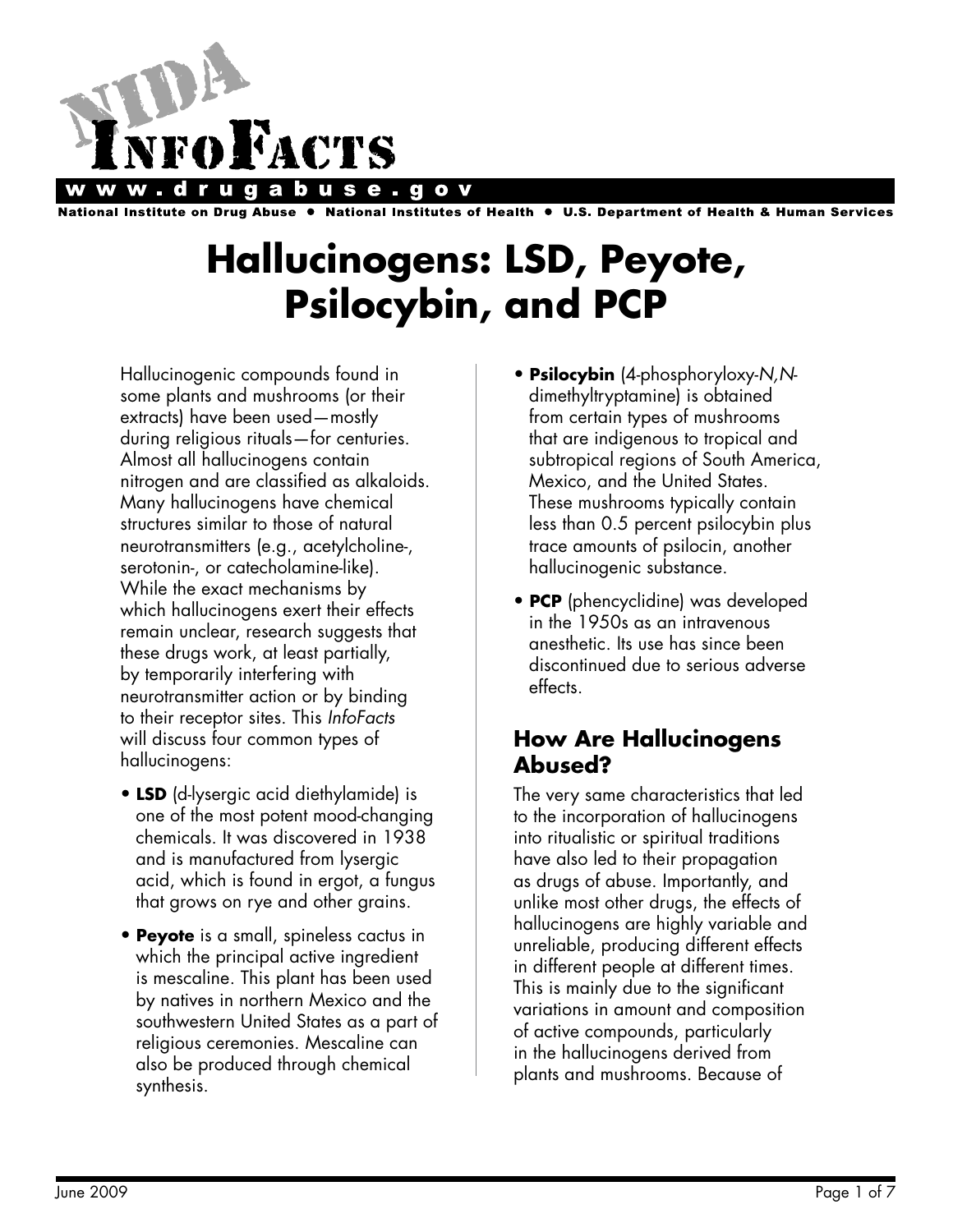# NIDA InfoFacts

www.drugabuse.gov

National Institute on Drug Abuse • National Institutes of Health • U.S. Department of Health & Human Services

# Hallucinogens: LSD, Peyote, Psilocybin, and PCP

Hallucinogenic compounds found in some plants and mushrooms (or their extracts) have been used—mostly during religious rituals—for centuries. Almost all hallucinogens contain nitrogen and are classified as alkaloids. Many hallucinogens have chemical structures similar to those of natural neurotransmitters (e.g., acetylcholine-, serotonin-, or catecholamine-like). While the exact mechanisms by which hallucinogens exert their effects remain unclear, research suggests that these drugs work, at least partially, by temporarily interfering with neurotransmitter action or by binding to their receptor sites. This *InfoFacts* will discuss four common types of hallucinogens:

- **LSD** (d-lysergic acid diethylamide) is one of the most potent mood-changing chemicals. It was discovered in 1938 and is manufactured from lysergic acid, which is found in ergot, a fungus that grows on rye and other grains.
- **Peyote** is a small, spineless cactus in which the principal active ingredient is mescaline. This plant has been used by natives in northern Mexico and the southwestern United States as a part of religious ceremonies. Mescaline can also be produced through chemical synthesis.
- **Psilocybin** (4-phosphoryloxy-*N,N*-dimethyltryptamine) is obtained from certain types of mushrooms that are indigenous to tropical and subtropical regions of South America, Mexico, and the United States. These mushrooms typically contain less than 0.5 percent psilocybin plus trace amounts of psilocin, another hallucinogenic substance.
- **PCP** (phencyclidine) was developed in the 1950s as an intravenous anesthetic. Its use has since been discontinued due to serious adverse effects.

## How Are Hallucinogens Abused?

The very same characteristics that led to the incorporation of hallucinogens into ritualistic or spiritual traditions have also led to their propagation as drugs of abuse. Importantly, and unlike most other drugs, the effects of hallucinogens are highly variable and unreliable, producing different effects in different people at different times. This is mainly due to the significant variations in amount and composition of active compounds, particularly in the hallucinogens derived from plants and mushrooms. Because of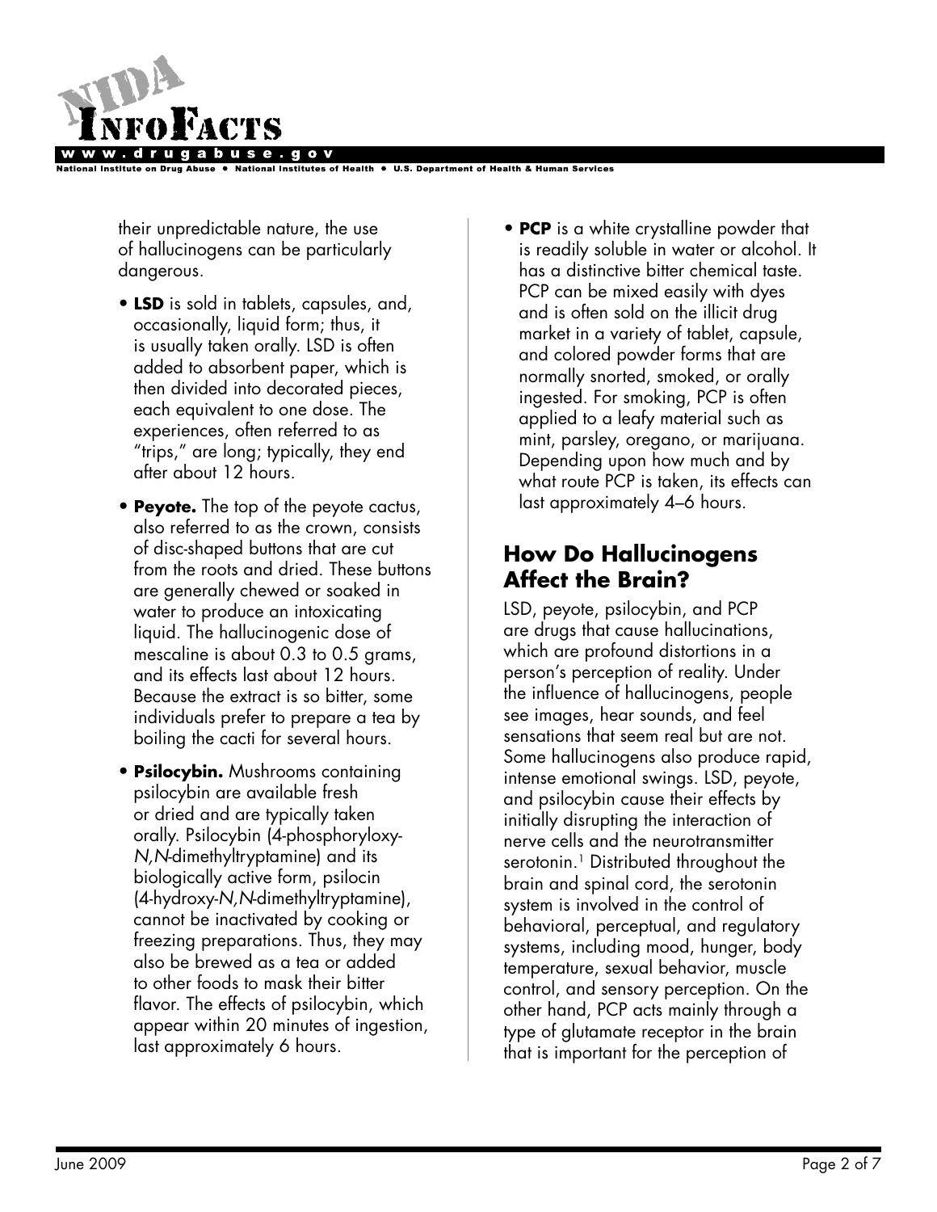their unpredictable nature, the use of hallucinogens can be particularly dangerous.

- **LSD** is sold in tablets, capsules, and, occasionally, liquid form; thus, it is usually taken orally. LSD is often added to absorbent paper, which is then divided into decorated pieces, each equivalent to one dose. The experiences, often referred to as "trips," are long; typically, they end after about 12 hours.

- **Peyote.** The top of the peyote cactus, also referred to as the crown, consists of disc-shaped buttons that are cut from the roots and dried. These buttons are generally chewed or soaked in water to produce an intoxicating liquid. The hallucinogenic dose of mescaline is about 0.3 to 0.5 grams, and its effects last about 12 hours. Because the extract is so bitter, some individuals prefer to prepare a tea by boiling the cacti for several hours.

- **Psilocybin.** Mushrooms containing psilocybin are available fresh or dried and are typically taken orally. Psilocybin (4-phosphoryloxy-*N,N*-dimethyltryptamine) and its biologically active form, psilocin (4-hydroxy-*N,N*-dimethyltryptamine), cannot be inactivated by cooking or freezing preparations. Thus, they may also be brewed as a tea or added to other foods to mask their bitter flavor. The effects of psilocybin, which appear within 20 minutes of ingestion, last approximately 6 hours.

- **PCP** is a white crystalline powder that is readily soluble in water or alcohol. It has a distinctive bitter chemical taste. PCP can be mixed easily with dyes and is often sold on the illicit drug market in a variety of tablet, capsule, and colored powder forms that are normally snorted, smoked, or orally ingested. For smoking, PCP is often applied to a leafy material such as mint, parsley, oregano, or marijuana. Depending upon how much and by what route PCP is taken, its effects can last approximately 4–6 hours.

## How Do Hallucinogens Affect the Brain?

LSD, peyote, psilocybin, and PCP are drugs that cause hallucinations, which are profound distortions in a person's perception of reality. Under the influence of hallucinogens, people see images, hear sounds, and feel sensations that seem real but are not. Some hallucinogens also produce rapid, intense emotional swings. LSD, peyote, and psilocybin cause their effects by initially disrupting the interaction of nerve cells and the neurotransmitter serotonin.[1] Distributed throughout the brain and spinal cord, the serotonin system is involved in the control of behavioral, perceptual, and regulatory systems, including mood, hunger, body temperature, sexual behavior, muscle control, and sensory perception. On the other hand, PCP acts mainly through a type of glutamate receptor in the brain that is important for the perception of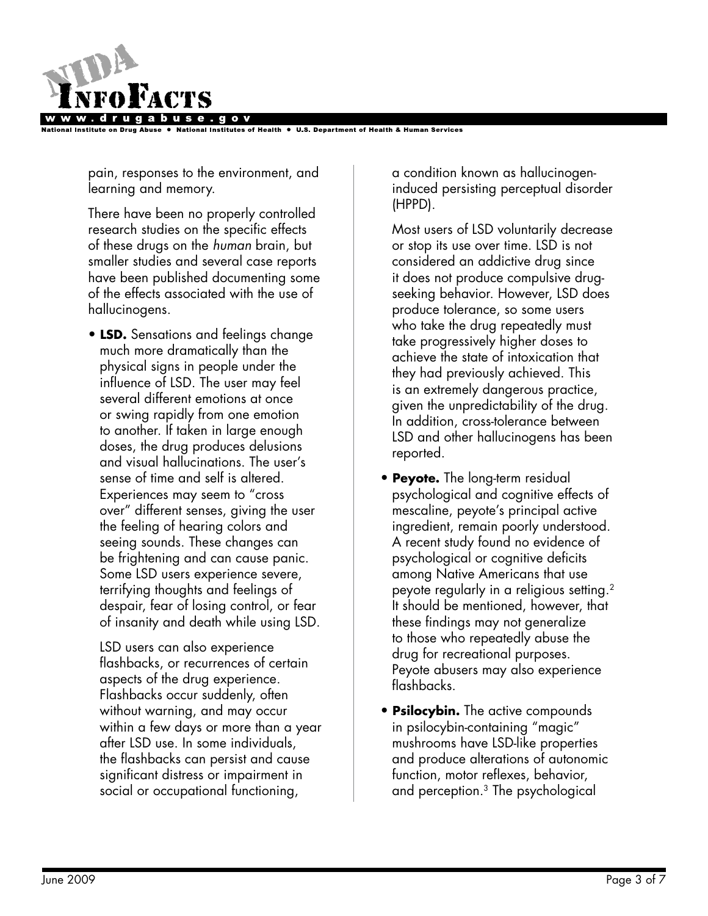pain, responses to the environment, and learning and memory.

There have been no properly controlled research studies on the specific effects of these drugs on the *human* brain, but smaller studies and several case reports have been published documenting some of the effects associated with the use of hallucinogens.

- **LSD.** Sensations and feelings change much more dramatically than the physical signs in people under the influence of LSD. The user may feel several different emotions at once or swing rapidly from one emotion to another. If taken in large enough doses, the drug produces delusions and visual hallucinations. The user's sense of time and self is altered. Experiences may seem to "cross over" different senses, giving the user the feeling of hearing colors and seeing sounds. These changes can be frightening and can cause panic. Some LSD users experience severe, terrifying thoughts and feelings of despair, fear of losing control, or fear of insanity and death while using LSD.

  LSD users can also experience flashbacks, or recurrences of certain aspects of the drug experience. Flashbacks occur suddenly, often without warning, and may occur within a few days or more than a year after LSD use. In some individuals, the flashbacks can persist and cause significant distress or impairment in social or occupational functioning, a condition known as hallucinogen-induced persisting perceptual disorder (HPPD).

  Most users of LSD voluntarily decrease or stop its use over time. LSD is not considered an addictive drug since it does not produce compulsive drug-seeking behavior. However, LSD does produce tolerance, so some users who take the drug repeatedly must take progressively higher doses to achieve the state of intoxication that they had previously achieved. This is an extremely dangerous practice, given the unpredictability of the drug. In addition, cross-tolerance between LSD and other hallucinogens has been reported.

- **Peyote.** The long-term residual psychological and cognitive effects of mescaline, peyote's principal active ingredient, remain poorly understood. A recent study found no evidence of psychological or cognitive deficits among Native Americans that use peyote regularly in a religious setting.[2] It should be mentioned, however, that these findings may not generalize to those who repeatedly abuse the drug for recreational purposes. Peyote abusers may also experience flashbacks.

- **Psilocybin.** The active compounds in psilocybin-containing "magic" mushrooms have LSD-like properties and produce alterations of autonomic function, motor reflexes, behavior, and perception.[3] The psychological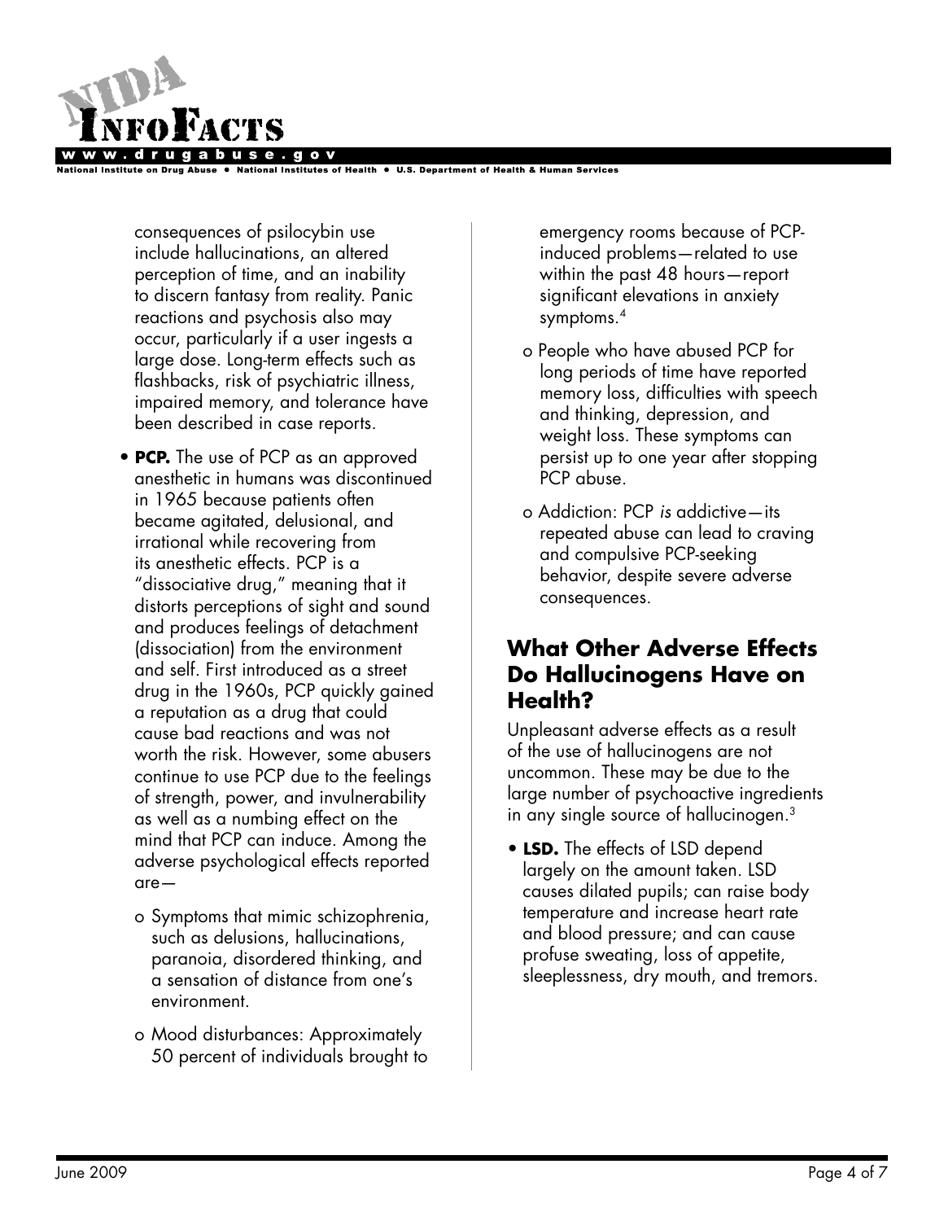consequences of psilocybin use include hallucinations, an altered perception of time, and an inability to discern fantasy from reality. Panic reactions and psychosis also may occur, particularly if a user ingests a large dose. Long-term effects such as flashbacks, risk of psychiatric illness, impaired memory, and tolerance have been described in case reports.

- **PCP.** The use of PCP as an approved anesthetic in humans was discontinued in 1965 because patients often became agitated, delusional, and irrational while recovering from its anesthetic effects. PCP is a "dissociative drug," meaning that it distorts perceptions of sight and sound and produces feelings of detachment (dissociation) from the environment and self. First introduced as a street drug in the 1960s, PCP quickly gained a reputation as a drug that could cause bad reactions and was not worth the risk. However, some abusers continue to use PCP due to the feelings of strength, power, and invulnerability as well as a numbing effect on the mind that PCP can induce. Among the adverse psychological effects reported are—
  - Symptoms that mimic schizophrenia, such as delusions, hallucinations, paranoia, disordered thinking, and a sensation of distance from one's environment.
  - Mood disturbances: Approximately 50 percent of individuals brought to emergency rooms because of PCP-induced problems—related to use within the past 48 hours—report significant elevations in anxiety symptoms.[4]
  - People who have abused PCP for long periods of time have reported memory loss, difficulties with speech and thinking, depression, and weight loss. These symptoms can persist up to one year after stopping PCP abuse.
  - Addiction: PCP *is* addictive—its repeated abuse can lead to craving and compulsive PCP-seeking behavior, despite severe adverse consequences.

## What Other Adverse Effects Do Hallucinogens Have on Health?

Unpleasant adverse effects as a result of the use of hallucinogens are not uncommon. These may be due to the large number of psychoactive ingredients in any single source of hallucinogen.[3]

- **LSD.** The effects of LSD depend largely on the amount taken. LSD causes dilated pupils; can raise body temperature and increase heart rate and blood pressure; and can cause profuse sweating, loss of appetite, sleeplessness, dry mouth, and tremors.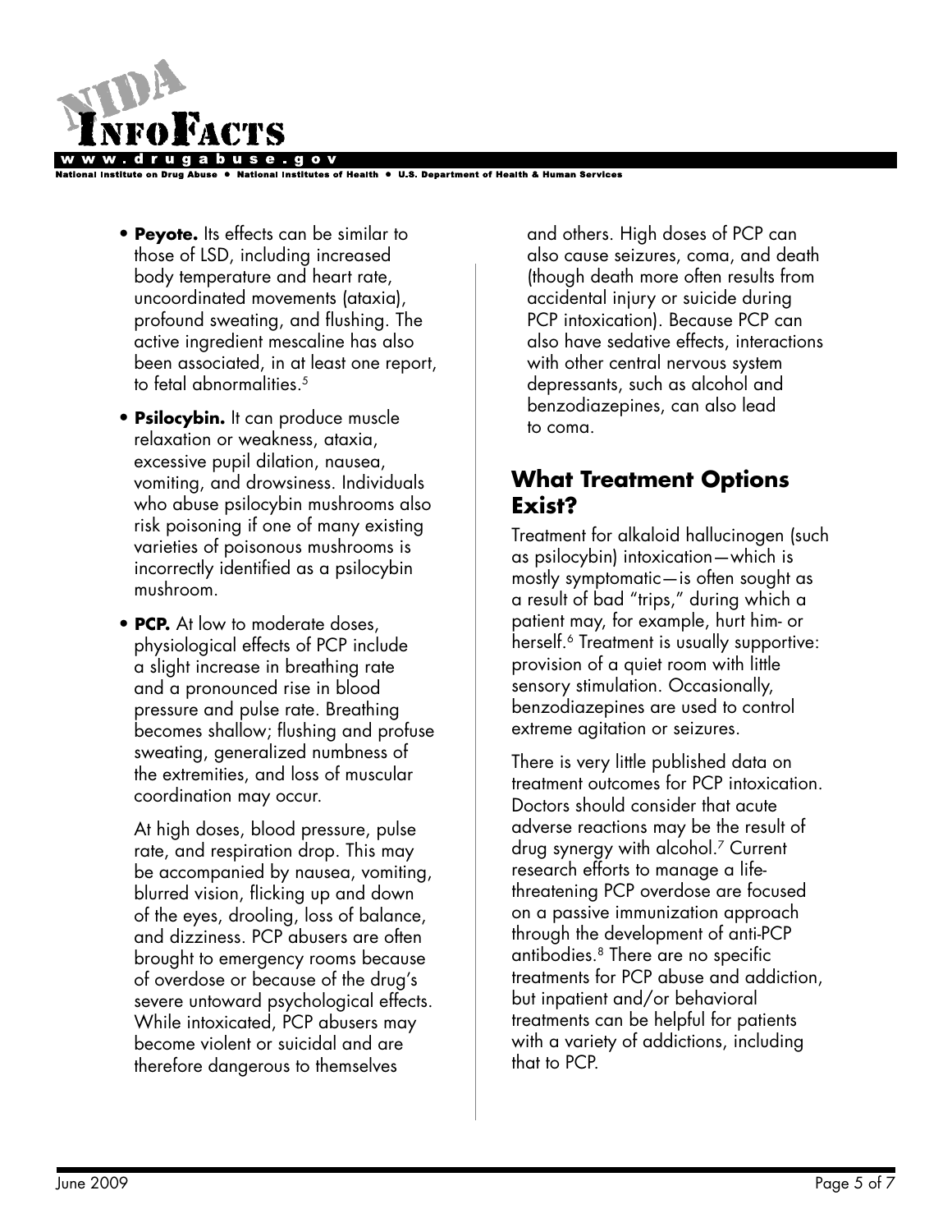- **Peyote.** Its effects can be similar to those of LSD, including increased body temperature and heart rate, uncoordinated movements (ataxia), profound sweating, and flushing. The active ingredient mescaline has also been associated, in at least one report, to fetal abnormalities.[5]

- **Psilocybin.** It can produce muscle relaxation or weakness, ataxia, excessive pupil dilation, nausea, vomiting, and drowsiness. Individuals who abuse psilocybin mushrooms also risk poisoning if one of many existing varieties of poisonous mushrooms is incorrectly identified as a psilocybin mushroom.

- **PCP.** At low to moderate doses, physiological effects of PCP include a slight increase in breathing rate and a pronounced rise in blood pressure and pulse rate. Breathing becomes shallow; flushing and profuse sweating, generalized numbness of the extremities, and loss of muscular coordination may occur.

  At high doses, blood pressure, pulse rate, and respiration drop. This may be accompanied by nausea, vomiting, blurred vision, flicking up and down of the eyes, drooling, loss of balance, and dizziness. PCP abusers are often brought to emergency rooms because of overdose or because of the drug's severe untoward psychological effects. While intoxicated, PCP abusers may become violent or suicidal and are therefore dangerous to themselves and others. High doses of PCP can also cause seizures, coma, and death (though death more often results from accidental injury or suicide during PCP intoxication). Because PCP can also have sedative effects, interactions with other central nervous system depressants, such as alcohol and benzodiazepines, can also lead to coma.

## What Treatment Options Exist?

Treatment for alkaloid hallucinogen (such as psilocybin) intoxication—which is mostly symptomatic—is often sought as a result of bad "trips," during which a patient may, for example, hurt him- or herself.[6] Treatment is usually supportive: provision of a quiet room with little sensory stimulation. Occasionally, benzodiazepines are used to control extreme agitation or seizures.

There is very little published data on treatment outcomes for PCP intoxication. Doctors should consider that acute adverse reactions may be the result of drug synergy with alcohol.[7] Current research efforts to manage a life-threatening PCP overdose are focused on a passive immunization approach through the development of anti-PCP antibodies.[8] There are no specific treatments for PCP abuse and addiction, but inpatient and/or behavioral treatments can be helpful for patients with a variety of addictions, including that to PCP.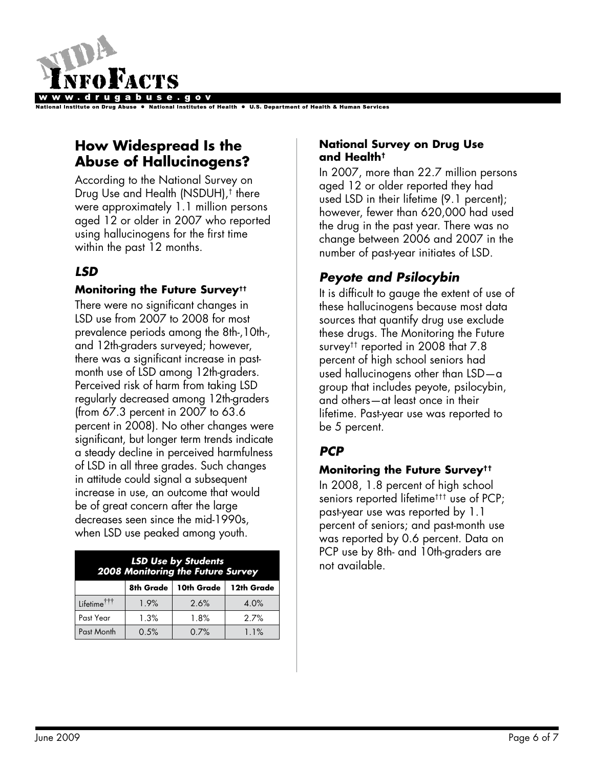## How Widespread Is the Abuse of Hallucinogens?

According to the National Survey on Drug Use and Health (NSDUH),† there were approximately 1.1 million persons aged 12 or older in 2007 who reported using hallucinogens for the first time within the past 12 months.

### *LSD*

#### Monitoring the Future Survey††

There were no significant changes in LSD use from 2007 to 2008 for most prevalence periods among the 8th-,10th-, and 12th-graders surveyed; however, there was a significant increase in past-month use of LSD among 12th-graders. Perceived risk of harm from taking LSD regularly decreased among 12th-graders (from 67.3 percent in 2007 to 63.6 percent in 2008). No other changes were significant, but longer term trends indicate a steady decline in perceived harmfulness of LSD in all three grades. Such changes in attitude could signal a subsequent increase in use, an outcome that would be of great concern after the large decreases seen since the mid-1990s, when LSD use peaked among youth.

| *LSD Use by Students 2008 Monitoring the Future Survey* | | | |
|---|---|---|---|
| | 8th Grade | 10th Grade | 12th Grade |
| Lifetime††† | 1.9% | 2.6% | 4.0% |
| Past Year | 1.3% | 1.8% | 2.7% |
| Past Month | 0.5% | 0.7% | 1.1% |

#### National Survey on Drug Use and Health†

In 2007, more than 22.7 million persons aged 12 or older reported they had used LSD in their lifetime (9.1 percent); however, fewer than 620,000 had used the drug in the past year. There was no change between 2006 and 2007 in the number of past-year initiates of LSD.

### *Peyote and Psilocybin*

It is difficult to gauge the extent of use of these hallucinogens because most data sources that quantify drug use exclude these drugs. The Monitoring the Future survey†† reported in 2008 that 7.8 percent of high school seniors had used hallucinogens other than LSD—a group that includes peyote, psilocybin, and others—at least once in their lifetime. Past-year use was reported to be 5 percent.

### *PCP*

#### Monitoring the Future Survey††

In 2008, 1.8 percent of high school seniors reported lifetime††† use of PCP; past-year use was reported by 1.1 percent of seniors; and past-month use was reported by 0.6 percent. Data on PCP use by 8th- and 10th-graders are not available.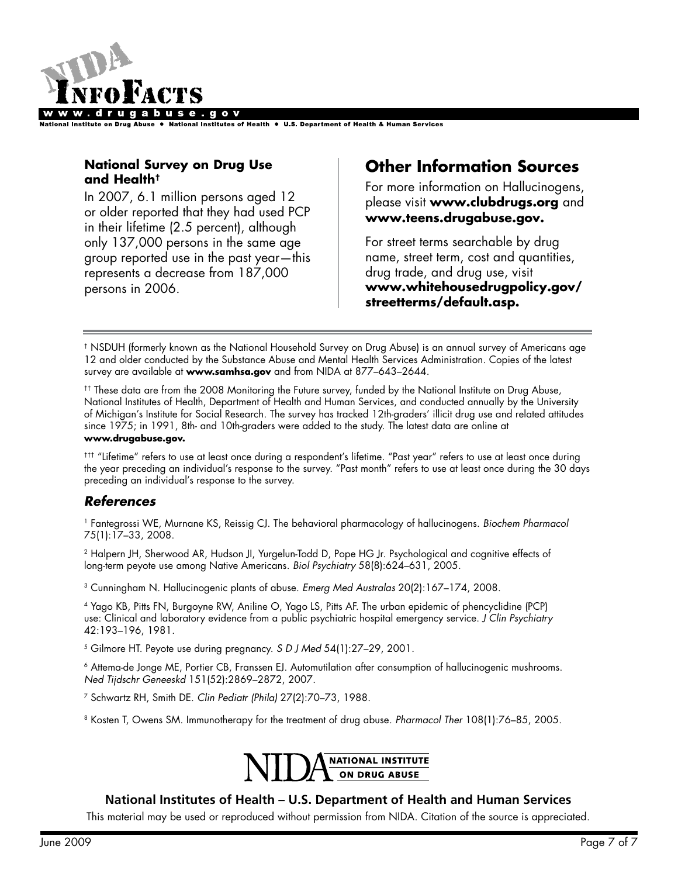### National Survey on Drug Use and Health†

In 2007, 6.1 million persons aged 12 or older reported that they had used PCP in their lifetime (2.5 percent), although only 137,000 persons in the same age group reported use in the past year—this represents a decrease from 187,000 persons in 2006.

## Other Information Sources

For more information on Hallucinogens, please visit **www.clubdrugs.org** and **www.teens.drugabuse.gov.**

For street terms searchable by drug name, street term, cost and quantities, drug trade, and drug use, visit **www.whitehousedrugpolicy.gov/streetterms/default.asp.**

† NSDUH (formerly known as the National Household Survey on Drug Abuse) is an annual survey of Americans age 12 and older conducted by the Substance Abuse and Mental Health Services Administration. Copies of the latest survey are available at **www.samhsa.gov** and from NIDA at 877–643–2644.

†† These data are from the 2008 Monitoring the Future survey, funded by the National Institute on Drug Abuse, National Institutes of Health, Department of Health and Human Services, and conducted annually by the University of Michigan's Institute for Social Research. The survey has tracked 12th-graders' illicit drug use and related attitudes since 1975; in 1991, 8th- and 10th-graders were added to the study. The latest data are online at **www.drugabuse.gov.**

††† "Lifetime" refers to use at least once during a respondent's lifetime. "Past year" refers to use at least once during the year preceding an individual's response to the survey. "Past month" refers to use at least once during the 30 days preceding an individual's response to the survey.

### *References*

[1] Fantegrossi WE, Murnane KS, Reissig CJ. The behavioral pharmacology of hallucinogens. *Biochem Pharmacol* 75(1):17–33, 2008.

[2] Halpern JH, Sherwood AR, Hudson JI, Yurgelun-Todd D, Pope HG Jr. Psychological and cognitive effects of long-term peyote use among Native Americans. *Biol Psychiatry* 58(8):624–631, 2005.

[3] Cunningham N. Hallucinogenic plants of abuse. *Emerg Med Australas* 20(2):167–174, 2008.

[4] Yago KB, Pitts FN, Burgoyne RW, Aniline O, Yago LS, Pitts AF. The urban epidemic of phencyclidine (PCP) use: Clinical and laboratory evidence from a public psychiatric hospital emergency service. *J Clin Psychiatry* 42:193–196, 1981.

[5] Gilmore HT. Peyote use during pregnancy. *S D J Med* 54(1):27–29, 2001.

[6] Attema-de Jonge ME, Portier CB, Franssen EJ. Automutilation after consumption of hallucinogenic mushrooms. *Ned Tijdschr Geneeskd* 151(52):2869–2872, 2007.

[7] Schwartz RH, Smith DE. *Clin Pediatr (Phila)* 27(2):70–73, 1988.

[8] Kosten T, Owens SM. Immunotherapy for the treatment of drug abuse. *Pharmacol Ther* 108(1):76–85, 2005.

NIDA NATIONAL INSTITUTE ON DRUG ABUSE

**National Institutes of Health – U.S. Department of Health and Human Services**

This material may be used or reproduced without permission from NIDA. Citation of the source is appreciated.

June 2009